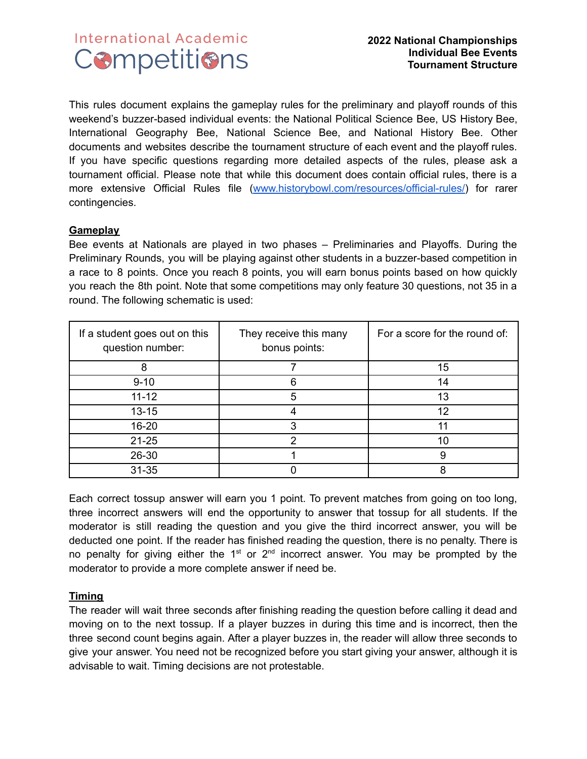International Academic Competitions

**2022 National Championships**
**Individual Bee Events**
**Tournament Structure**

This rules document explains the gameplay rules for the preliminary and playoff rounds of this weekend's buzzer-based individual events: the National Political Science Bee, US History Bee, International Geography Bee, National Science Bee, and National History Bee. Other documents and websites describe the tournament structure of each event and the playoff rules. If you have specific questions regarding more detailed aspects of the rules, please ask a tournament official. Please note that while this document does contain official rules, there is a more extensive Official Rules file (www.historybowl.com/resources/official-rules/) for rarer contingencies.

## Gameplay

Bee events at Nationals are played in two phases – Preliminaries and Playoffs. During the Preliminary Rounds, you will be playing against other students in a buzzer-based competition in a race to 8 points. Once you reach 8 points, you will earn bonus points based on how quickly you reach the 8th point. Note that some competitions may only feature 30 questions, not 35 in a round. The following schematic is used:

| If a student goes out on this question number: | They receive this many bonus points: | For a score for the round of: |
|---|---|---|
| 8 | 7 | 15 |
| 9-10 | 6 | 14 |
| 11-12 | 5 | 13 |
| 13-15 | 4 | 12 |
| 16-20 | 3 | 11 |
| 21-25 | 2 | 10 |
| 26-30 | 1 | 9 |
| 31-35 | 0 | 8 |

Each correct tossup answer will earn you 1 point. To prevent matches from going on too long, three incorrect answers will end the opportunity to answer that tossup for all students. If the moderator is still reading the question and you give the third incorrect answer, you will be deducted one point. If the reader has finished reading the question, there is no penalty. There is no penalty for giving either the 1st or 2nd incorrect answer. You may be prompted by the moderator to provide a more complete answer if need be.

## Timing

The reader will wait three seconds after finishing reading the question before calling it dead and moving on to the next tossup. If a player buzzes in during this time and is incorrect, then the three second count begins again. After a player buzzes in, the reader will allow three seconds to give your answer. You need not be recognized before you start giving your answer, although it is advisable to wait. Timing decisions are not protestable.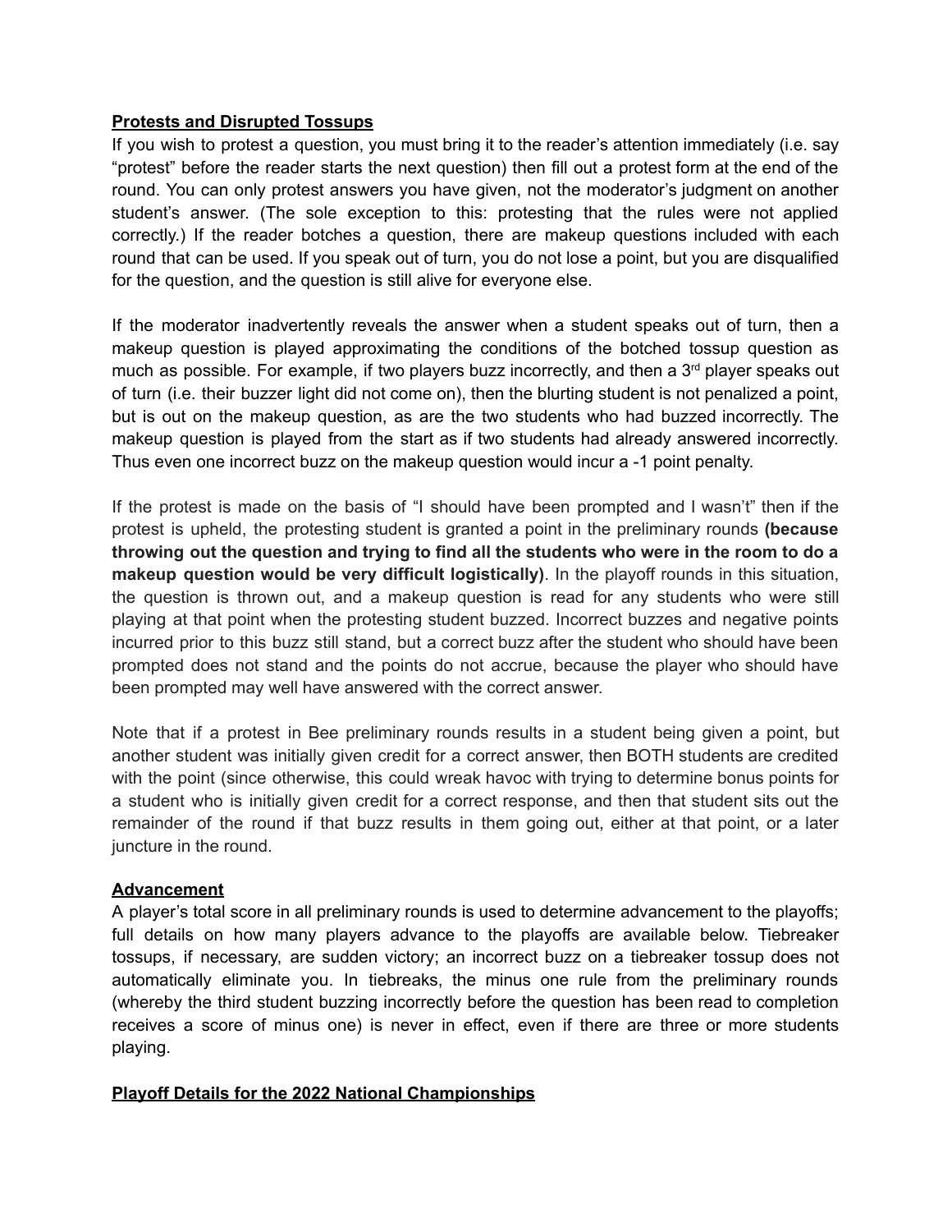**Protests and Disrupted Tossups**

If you wish to protest a question, you must bring it to the reader's attention immediately (i.e. say "protest" before the reader starts the next question) then fill out a protest form at the end of the round. You can only protest answers you have given, not the moderator's judgment on another student's answer. (The sole exception to this: protesting that the rules were not applied correctly.) If the reader botches a question, there are makeup questions included with each round that can be used. If you speak out of turn, you do not lose a point, but you are disqualified for the question, and the question is still alive for everyone else.

If the moderator inadvertently reveals the answer when a student speaks out of turn, then a makeup question is played approximating the conditions of the botched tossup question as much as possible. For example, if two players buzz incorrectly, and then a 3rd player speaks out of turn (i.e. their buzzer light did not come on), then the blurting student is not penalized a point, but is out on the makeup question, as are the two students who had buzzed incorrectly. The makeup question is played from the start as if two students had already answered incorrectly. Thus even one incorrect buzz on the makeup question would incur a -1 point penalty.

If the protest is made on the basis of "I should have been prompted and I wasn't" then if the protest is upheld, the protesting student is granted a point in the preliminary rounds **(because throwing out the question and trying to find all the students who were in the room to do a makeup question would be very difficult logistically)**. In the playoff rounds in this situation, the question is thrown out, and a makeup question is read for any students who were still playing at that point when the protesting student buzzed. Incorrect buzzes and negative points incurred prior to this buzz still stand, but a correct buzz after the student who should have been prompted does not stand and the points do not accrue, because the player who should have been prompted may well have answered with the correct answer.

Note that if a protest in Bee preliminary rounds results in a student being given a point, but another student was initially given credit for a correct answer, then BOTH students are credited with the point (since otherwise, this could wreak havoc with trying to determine bonus points for a student who is initially given credit for a correct response, and then that student sits out the remainder of the round if that buzz results in them going out, either at that point, or a later juncture in the round.

**Advancement**

A player's total score in all preliminary rounds is used to determine advancement to the playoffs; full details on how many players advance to the playoffs are available below. Tiebreaker tossups, if necessary, are sudden victory; an incorrect buzz on a tiebreaker tossup does not automatically eliminate you. In tiebreaks, the minus one rule from the preliminary rounds (whereby the third student buzzing incorrectly before the question has been read to completion receives a score of minus one) is never in effect, even if there are three or more students playing.

**Playoff Details for the 2022 National Championships**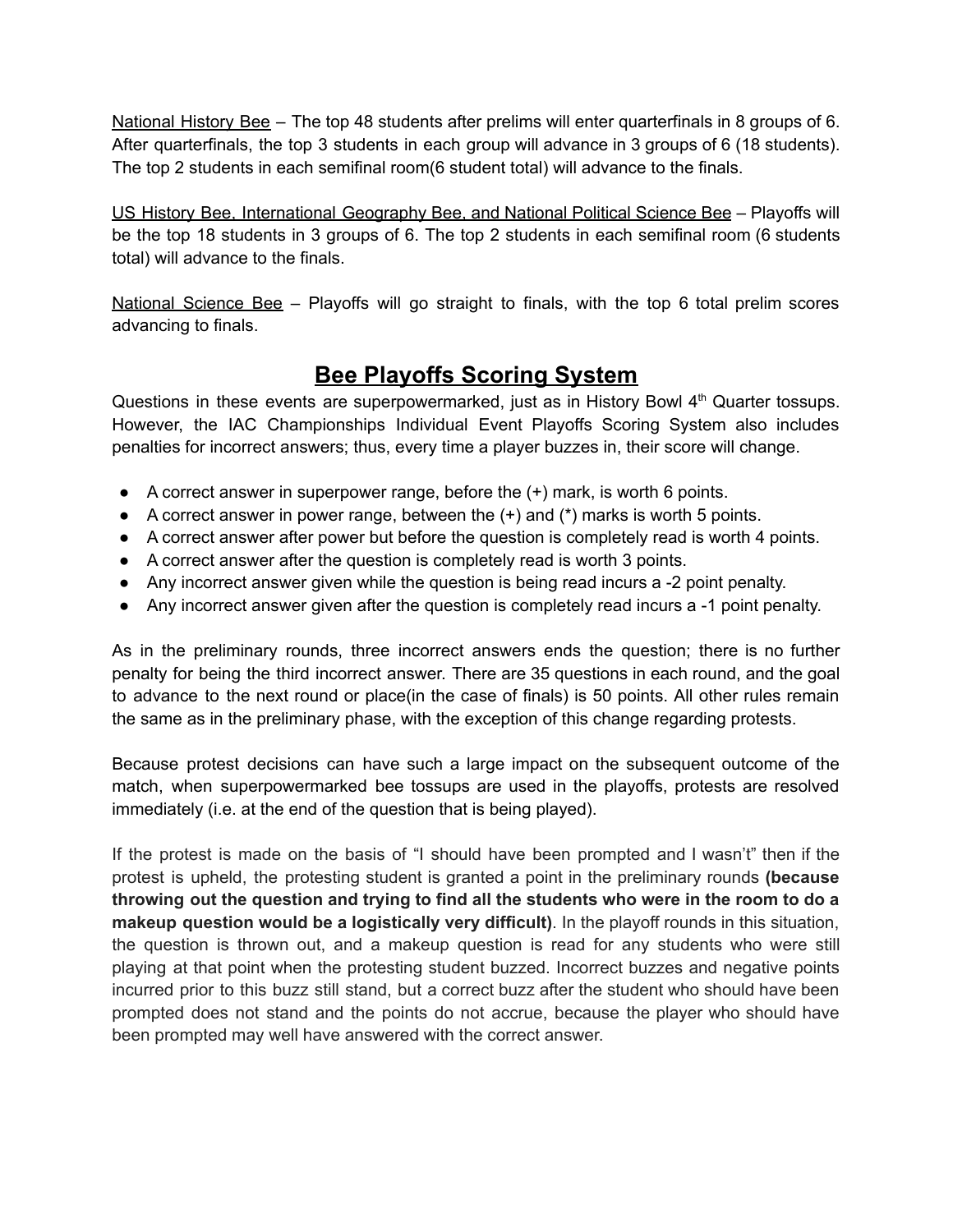National History Bee – The top 48 students after prelims will enter quarterfinals in 8 groups of 6. After quarterfinals, the top 3 students in each group will advance in 3 groups of 6 (18 students). The top 2 students in each semifinal room(6 student total) will advance to the finals.

US History Bee, International Geography Bee, and National Political Science Bee – Playoffs will be the top 18 students in 3 groups of 6. The top 2 students in each semifinal room (6 students total) will advance to the finals.

National Science Bee – Playoffs will go straight to finals, with the top 6 total prelim scores advancing to finals.

## Bee Playoffs Scoring System

Questions in these events are superpowermarked, just as in History Bowl 4th Quarter tossups. However, the IAC Championships Individual Event Playoffs Scoring System also includes penalties for incorrect answers; thus, every time a player buzzes in, their score will change.

- A correct answer in superpower range, before the (+) mark, is worth 6 points.
- A correct answer in power range, between the (+) and (*) marks is worth 5 points.
- A correct answer after power but before the question is completely read is worth 4 points.
- A correct answer after the question is completely read is worth 3 points.
- Any incorrect answer given while the question is being read incurs a -2 point penalty.
- Any incorrect answer given after the question is completely read incurs a -1 point penalty.

As in the preliminary rounds, three incorrect answers ends the question; there is no further penalty for being the third incorrect answer. There are 35 questions in each round, and the goal to advance to the next round or place(in the case of finals) is 50 points. All other rules remain the same as in the preliminary phase, with the exception of this change regarding protests.

Because protest decisions can have such a large impact on the subsequent outcome of the match, when superpowermarked bee tossups are used in the playoffs, protests are resolved immediately (i.e. at the end of the question that is being played).

If the protest is made on the basis of "I should have been prompted and I wasn't" then if the protest is upheld, the protesting student is granted a point in the preliminary rounds **(because throwing out the question and trying to find all the students who were in the room to do a makeup question would be a logistically very difficult)**. In the playoff rounds in this situation, the question is thrown out, and a makeup question is read for any students who were still playing at that point when the protesting student buzzed. Incorrect buzzes and negative points incurred prior to this buzz still stand, but a correct buzz after the student who should have been prompted does not stand and the points do not accrue, because the player who should have been prompted may well have answered with the correct answer.